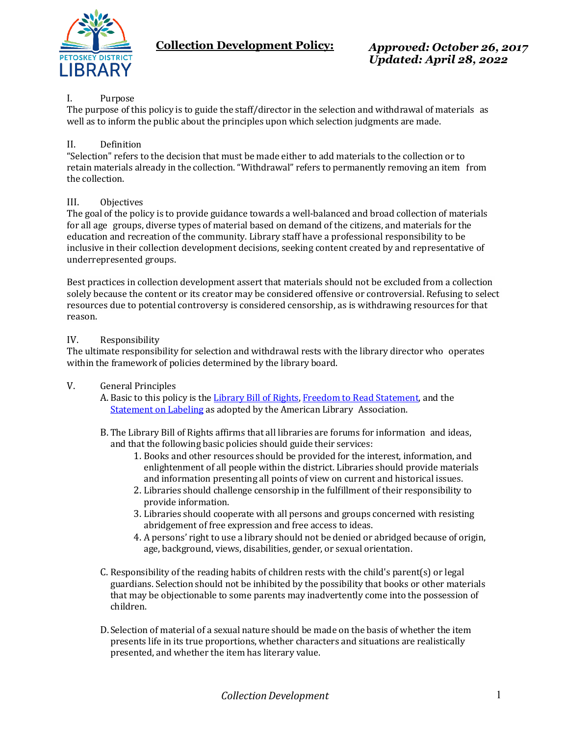# Collection Development Policy:

***Approved: October 26, 2017***
***Updated: April 28, 2022***

## I. Purpose

The purpose of this policy is to guide the staff/director in the selection and withdrawal of materials as well as to inform the public about the principles upon which selection judgments are made.

## II. Definition

"Selection" refers to the decision that must be made either to add materials to the collection or to retain materials already in the collection. "Withdrawal" refers to permanently removing an item from the collection.

## III. Objectives

The goal of the policy is to provide guidance towards a well-balanced and broad collection of materials for all age groups, diverse types of material based on demand of the citizens, and materials for the education and recreation of the community. Library staff have a professional responsibility to be inclusive in their collection development decisions, seeking content created by and representative of underrepresented groups.

Best practices in collection development assert that materials should not be excluded from a collection solely because the content or its creator may be considered offensive or controversial. Refusing to select resources due to potential controversy is considered censorship, as is withdrawing resources for that reason.

## IV. Responsibility

The ultimate responsibility for selection and withdrawal rests with the library director who operates within the framework of policies determined by the library board.

## V. General Principles

A. Basic to this policy is the Library Bill of Rights, Freedom to Read Statement, and the Statement on Labeling as adopted by the American Library Association.

B. The Library Bill of Rights affirms that all libraries are forums for information and ideas, and that the following basic policies should guide their services:

1. Books and other resources should be provided for the interest, information, and enlightenment of all people within the district. Libraries should provide materials and information presenting all points of view on current and historical issues.
2. Libraries should challenge censorship in the fulfillment of their responsibility to provide information.
3. Libraries should cooperate with all persons and groups concerned with resisting abridgement of free expression and free access to ideas.
4. A persons' right to use a library should not be denied or abridged because of origin, age, background, views, disabilities, gender, or sexual orientation.

C. Responsibility of the reading habits of children rests with the child's parent(s) or legal guardians. Selection should not be inhibited by the possibility that books or other materials that may be objectionable to some parents may inadvertently come into the possession of children.

D. Selection of material of a sexual nature should be made on the basis of whether the item presents life in its true proportions, whether characters and situations are realistically presented, and whether the item has literary value.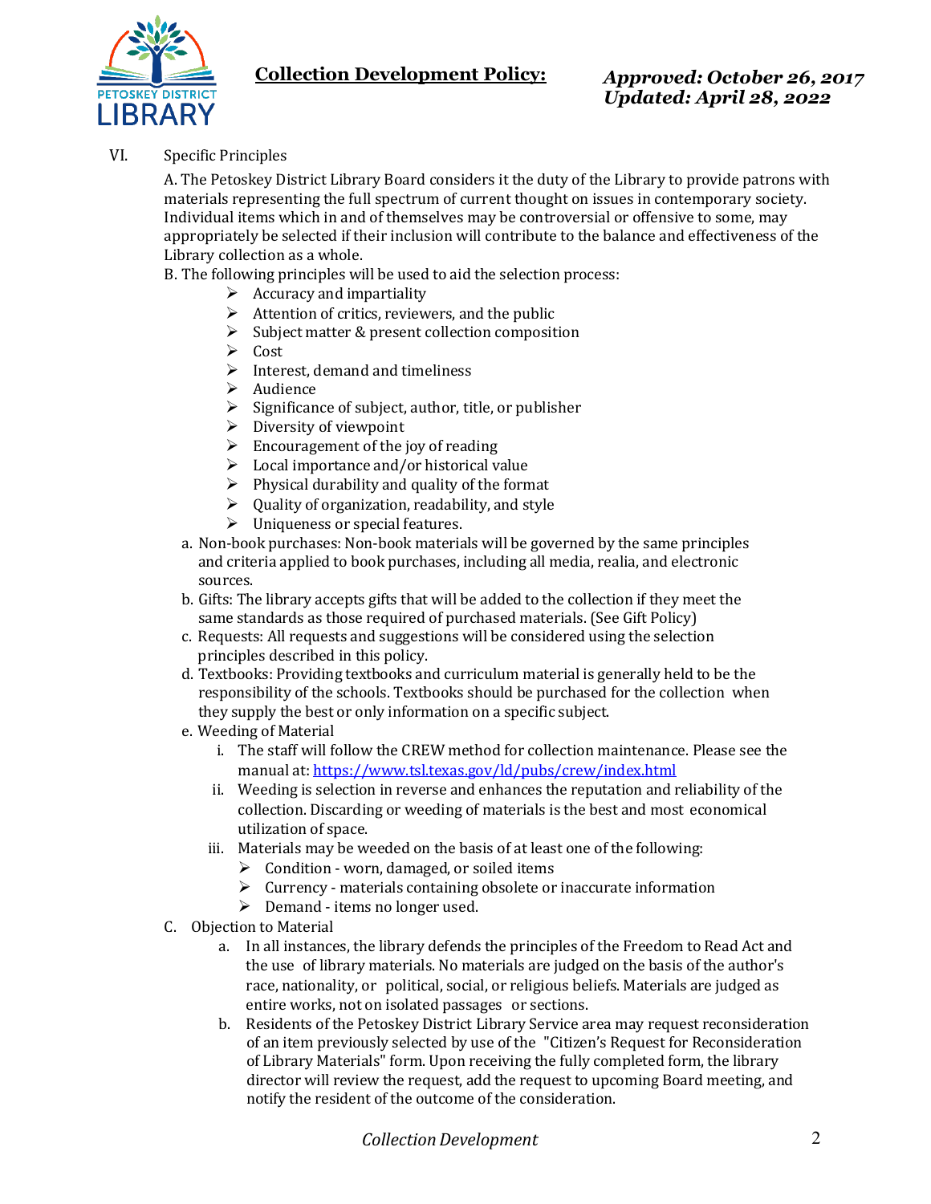VI. Specific Principles

A. The Petoskey District Library Board considers it the duty of the Library to provide patrons with materials representing the full spectrum of current thought on issues in contemporary society. Individual items which in and of themselves may be controversial or offensive to some, may appropriately be selected if their inclusion will contribute to the balance and effectiveness of the Library collection as a whole.

B. The following principles will be used to aid the selection process:

- Accuracy and impartiality
- Attention of critics, reviewers, and the public
- Subject matter & present collection composition
- Cost
- Interest, demand and timeliness
- Audience
- Significance of subject, author, title, or publisher
- Diversity of viewpoint
- Encouragement of the joy of reading
- Local importance and/or historical value
- Physical durability and quality of the format
- Quality of organization, readability, and style
- Uniqueness or special features.

a. Non-book purchases: Non-book materials will be governed by the same principles and criteria applied to book purchases, including all media, realia, and electronic sources.

b. Gifts: The library accepts gifts that will be added to the collection if they meet the same standards as those required of purchased materials. (See Gift Policy)

c. Requests: All requests and suggestions will be considered using the selection principles described in this policy.

d. Textbooks: Providing textbooks and curriculum material is generally held to be the responsibility of the schools. Textbooks should be purchased for the collection when they supply the best or only information on a specific subject.

e. Weeding of Material

i. The staff will follow the CREW method for collection maintenance. Please see the manual at: [https://www.tsl.texas.gov/ld/pubs/crew/index.html](https://www.tsl.texas.gov/ld/pubs/crew/index.html)

ii. Weeding is selection in reverse and enhances the reputation and reliability of the collection. Discarding or weeding of materials is the best and most economical utilization of space.

iii. Materials may be weeded on the basis of at least one of the following:

- Condition - worn, damaged, or soiled items
- Currency - materials containing obsolete or inaccurate information
- Demand - items no longer used.

C. Objection to Material

a. In all instances, the library defends the principles of the Freedom to Read Act and the use of library materials. No materials are judged on the basis of the author's race, nationality, or political, social, or religious beliefs. Materials are judged as entire works, not on isolated passages or sections.

b. Residents of the Petoskey District Library Service area may request reconsideration of an item previously selected by use of the "Citizen's Request for Reconsideration of Library Materials" form. Upon receiving the fully completed form, the library director will review the request, add the request to upcoming Board meeting, and notify the resident of the outcome of the consideration.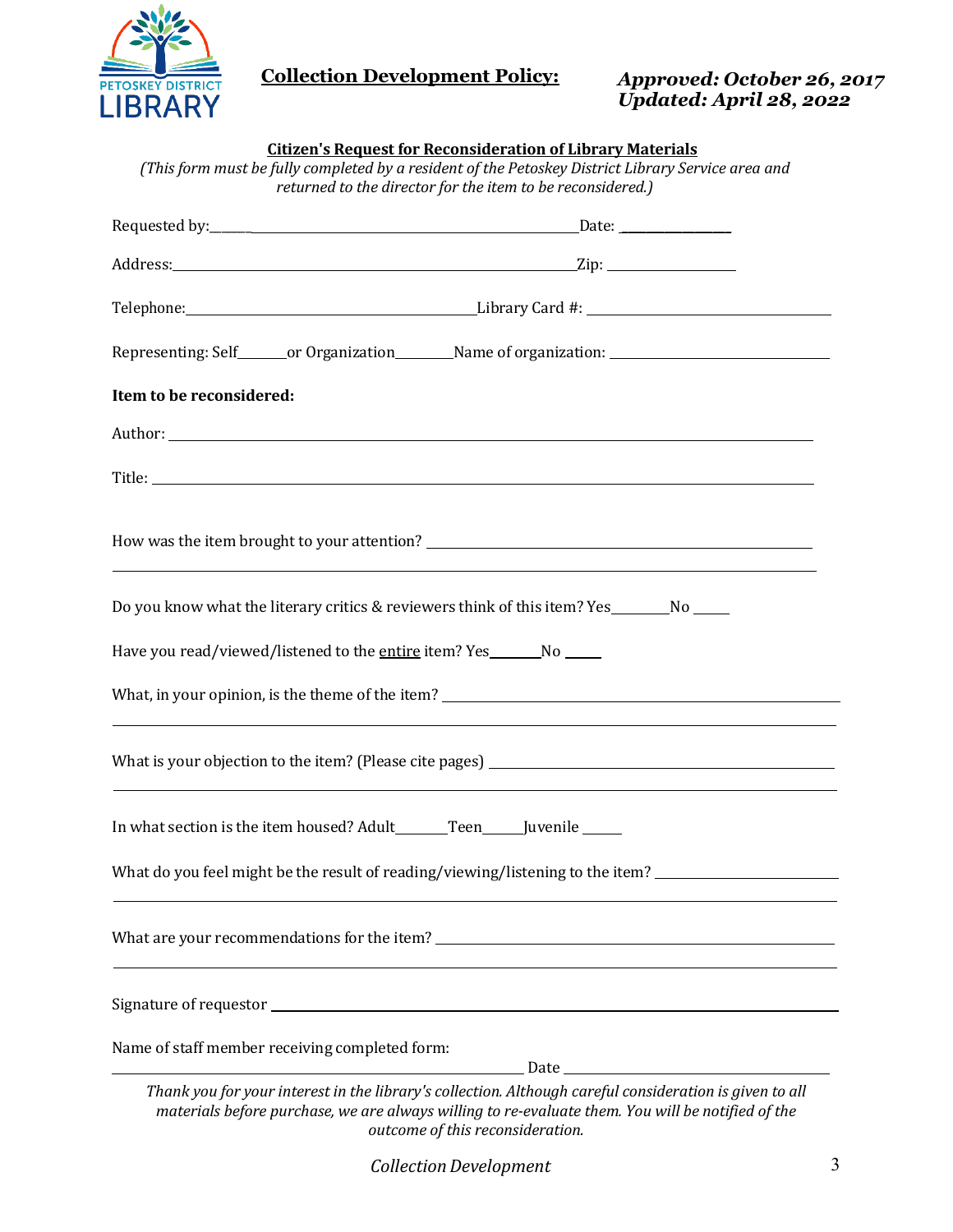**Collection Development Policy:**

***Approved: October 26, 2017***
***Updated: April 28, 2022***

**Citizen's Request for Reconsideration of Library Materials**

*(This form must be fully completed by a resident of the Petoskey District Library Service area and returned to the director for the item to be reconsidered.)*

Requested by:______________________________________________ Date: _______________

Address:___________________________________________________ Zip: _________________

Telephone:_________________________________ Library Card #: _________________________________

Representing: Self_______ or Organization________ Name of organization: _______________________________

**Item to be reconsidered:**

Author: ____________________________________________________________________________

Title: ______________________________________________________________________________

How was the item brought to your attention? __________________________________________________

_____________________________________________________________________________________

Do you know what the literary critics & reviewers think of this item? Yes________ No _____

Have you read/viewed/listened to the entire item? Yes_______ No _____

What, in your opinion, is the theme of the item? _______________________________________________

_____________________________________________________________________________________

What is your objection to the item? (Please cite pages) __________________________________________

_____________________________________________________________________________________

In what section is the item housed? Adult_______ Teen______ Juvenile ______

What do you feel might be the result of reading/viewing/listening to the item? _________________________

_____________________________________________________________________________________

What are your recommendations for the item? _________________________________________________

_____________________________________________________________________________________

Signature of requestor _________________________________________________________________

Name of staff member receiving completed form:

______________________________________________________ Date ____________________________

*Thank you for your interest in the library's collection. Although careful consideration is given to all materials before purchase, we are always willing to re-evaluate them. You will be notified of the outcome of this reconsideration.*